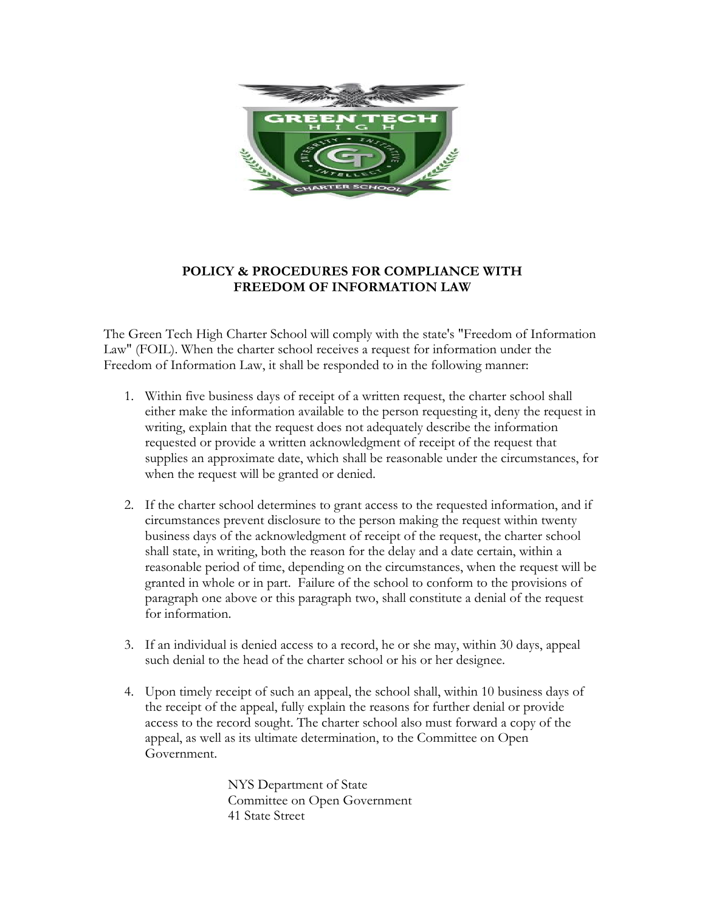**POLICY & PROCEDURES FOR COMPLIANCE WITH FREEDOM OF INFORMATION LAW**

The Green Tech High Charter School will comply with the state's "Freedom of Information Law" (FOIL). When the charter school receives a request for information under the Freedom of Information Law, it shall be responded to in the following manner:

1. Within five business days of receipt of a written request, the charter school shall either make the information available to the person requesting it, deny the request in writing, explain that the request does not adequately describe the information requested or provide a written acknowledgment of receipt of the request that supplies an approximate date, which shall be reasonable under the circumstances, for when the request will be granted or denied.

2. If the charter school determines to grant access to the requested information, and if circumstances prevent disclosure to the person making the request within twenty business days of the acknowledgment of receipt of the request, the charter school shall state, in writing, both the reason for the delay and a date certain, within a reasonable period of time, depending on the circumstances, when the request will be granted in whole or in part. Failure of the school to conform to the provisions of paragraph one above or this paragraph two, shall constitute a denial of the request for information.

3. If an individual is denied access to a record, he or she may, within 30 days, appeal such denial to the head of the charter school or his or her designee.

4. Upon timely receipt of such an appeal, the school shall, within 10 business days of the receipt of the appeal, fully explain the reasons for further denial or provide access to the record sought. The charter school also must forward a copy of the appeal, as well as its ultimate determination, to the Committee on Open Government.

NYS Department of State
Committee on Open Government
41 State Street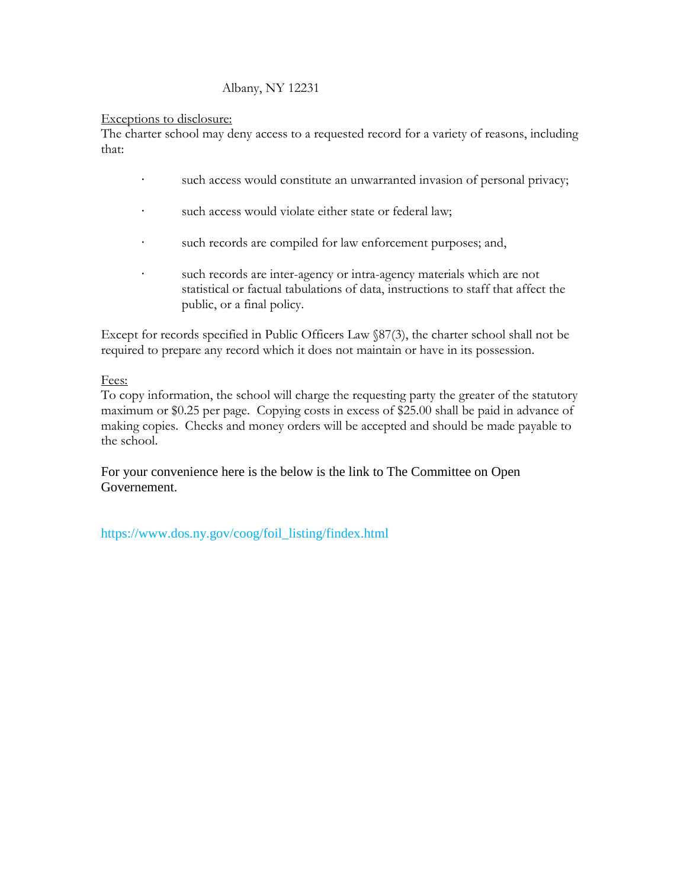Albany, NY 12231

<u>Exceptions to disclosure:</u>

The charter school may deny access to a requested record for a variety of reasons, including that:

- such access would constitute an unwarranted invasion of personal privacy;
- such access would violate either state or federal law;
- such records are compiled for law enforcement purposes; and,
- such records are inter-agency or intra-agency materials which are not statistical or factual tabulations of data, instructions to staff that affect the public, or a final policy.

Except for records specified in Public Officers Law §87(3), the charter school shall not be required to prepare any record which it does not maintain or have in its possession.

<u>Fees:</u>

To copy information, the school will charge the requesting party the greater of the statutory maximum or $0.25 per page. Copying costs in excess of $25.00 shall be paid in advance of making copies. Checks and money orders will be accepted and should be made payable to the school.

For your convenience here is the below is the link to The Committee on Open Governement.

https://www.dos.ny.gov/coog/foil_listing/findex.html